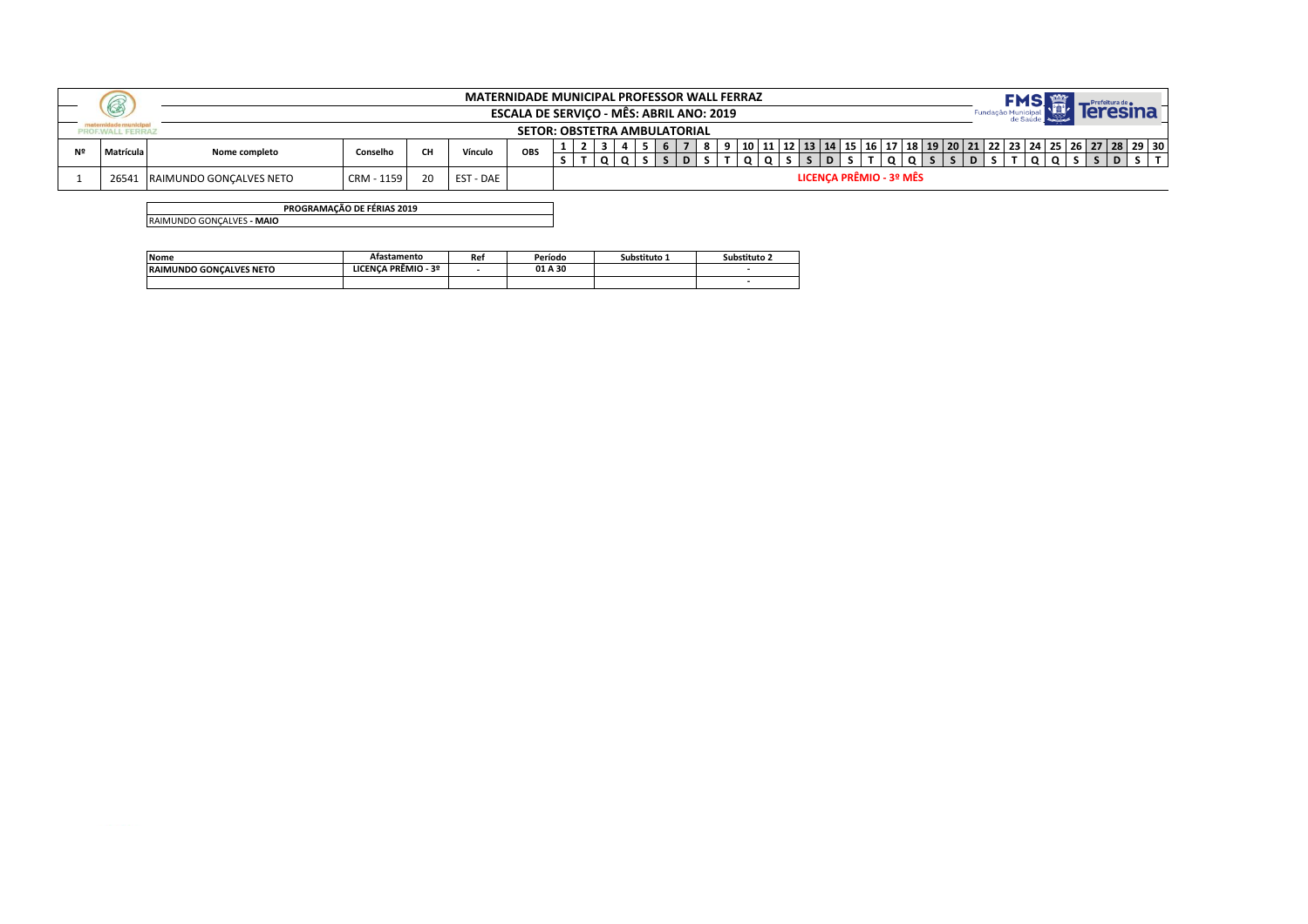# MATERNIDADE MUNICIPAL PROFESSOR WALL FERRAZ

## ESCALA DE SERVIÇO - MÊS: ABRIL ANO: 2019

### SETOR: OBSTETRA AMBULATORIAL

| Nº | Matrícula | Nome completo | Conselho | CH | Vínculo | OBS | 1 | 2 | 3 | 4 | 5 | 6 | 7 | 8 | 9 | 10 | 11 | 12 | 13 | 14 | 15 | 16 | 17 | 18 | 19 | 20 | 21 | 22 | 23 | 24 | 25 | 26 | 27 | 28 | 29 | 30 |
|---|---|---|---|---|---|---|---|---|---|---|---|---|---|---|---|---|---|---|---|---|---|---|---|---|---|---|---|---|---|---|---|---|---|---|---|---|
| | | | | | | | S | T | Q | Q | S | S | D | S | T | Q | Q | S | S | D | S | T | Q | Q | S | S | D | S | T | Q | Q | S | S | D | S | T |
| 1 | 26541 | RAIMUNDO GONÇALVES NETO | CRM - 1159 | 20 | EST - DAE | | LICENÇA PRÊMIO - 3º MÊS | | | | | | | | | | | | | | | | | | | | | | | | | | | | | |

| PROGRAMAÇÃO DE FÉRIAS 2019 |
|---|
| RAIMUNDO GONÇALVES - **MAIO** |

| Nome | Afastamento | Ref | Período | Substituto 1 | Substituto 2 |
|---|---|---|---|---|---|
| RAIMUNDO GONÇALVES NETO | LICENÇA PRÊMIO - 3º | - | 01 A 30 | | - |
| | | | | | - |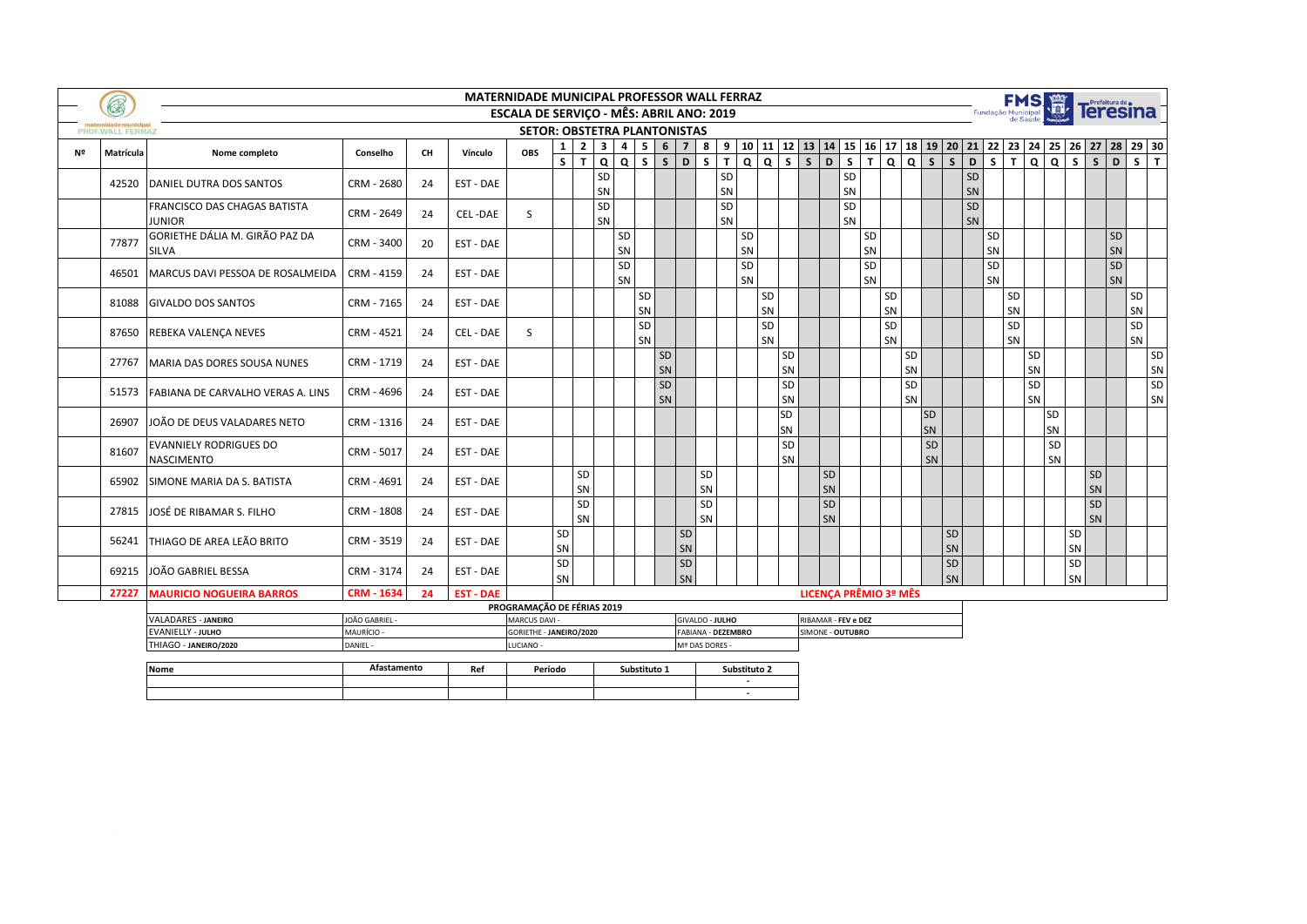# MATERNIDADE MUNICIPAL PROFESSOR WALL FERRAZ

## ESCALA DE SERVIÇO - MÊS: ABRIL ANO: 2019

### SETOR: OBSTETRA PLANTONISTAS

| Nº | Matrícula | Nome completo | Conselho | CH | Vínculo | OBS | 1 | 2 | 3 | 4 | 5 | 6 | 7 | 8 | 9 | 10 | 11 | 12 | 13 | 14 | 15 | 16 | 17 | 18 | 19 | 20 | 21 | 22 | 23 | 24 | 25 | 26 | 27 | 28 | 29 | 30 |
|---|---|---|---|---|---|---|---|---|---|---|---|---|---|---|---|---|---|---|---|---|---|---|---|---|---|---|---|---|---|---|---|---|---|---|---|---|
| | | | | | | | S | T | Q | Q | S | S | D | S | T | Q | Q | S | S | D | S | T | Q | Q | S | S | D | S | T | Q | Q | S | S | D | S | T |
| | 42520 | DANIEL DUTRA DOS SANTOS | CRM - 2680 | 24 | EST - DAE | | | | SD SN | | | | | | SD SN | | | | | | SD SN | | | | | | SD SN | | | | | | | | | |
| | | FRANCISCO DAS CHAGAS BATISTA JUNIOR | CRM - 2649 | 24 | CEL -DAE | S | | | SD SN | | | | | | SD SN | | | | | | SD SN | | | | | | SD SN | | | | | | | | | |
| | 77877 | GORIETHE DÁLIA M. GIRÃO PAZ DA SILVA | CRM - 3400 | 20 | EST - DAE | | | | | SD SN | | | | | | SD SN | | | | | | SD SN | | | | | | SD SN | | | | | | SD SN | | |
| | 46501 | MARCUS DAVI PESSOA DE ROSALMEIDA | CRM - 4159 | 24 | EST - DAE | | | | | SD SN | | | | | | SD SN | | | | | | SD SN | | | | | | SD SN | | | | | | SD SN | | |
| | 81088 | GIVALDO DOS SANTOS | CRM - 7165 | 24 | EST - DAE | | | | | | SD SN | | | | | | SD SN | | | | | | SD SN | | | | | | SD SN | | | | | | SD SN | |
| | 87650 | REBEKA VALENÇA NEVES | CRM - 4521 | 24 | CEL - DAE | S | | | | | SD SN | | | | | | SD SN | | | | | | SD SN | | | | | | SD SN | | | | | | SD SN | |
| | 27767 | MARIA DAS DORES SOUSA NUNES | CRM - 1719 | 24 | EST - DAE | | | | | | | SD SN | | | | | | SD SN | | | | | | SD SN | | | | | | SD SN | | | | | | SD SN |
| | 51573 | FABIANA DE CARVALHO VERAS A. LINS | CRM - 4696 | 24 | EST - DAE | | | | | | | SD SN | | | | | | SD SN | | | | | | SD SN | | | | | | SD SN | | | | | | SD SN |
| | 26907 | JOÃO DE DEUS VALADARES NETO | CRM - 1316 | 24 | EST - DAE | | | | | | | | | | | | | SD SN | | | | | | | SD SN | | | | | | SD SN | | | | | |
| | 81607 | EVANNIELY RODRIGUES DO NASCIMENTO | CRM - 5017 | 24 | EST - DAE | | | | | | | | | | | | | SD SN | | | | | | | SD SN | | | | | | SD SN | | | | | |
| | 65902 | SIMONE MARIA DA S. BATISTA | CRM - 4691 | 24 | EST - DAE | | | SD SN | | | | | | SD SN | | | | | | SD SN | | | | | | | | | | | | | SD SN | | | |
| | 27815 | JOSÉ DE RIBAMAR S. FILHO | CRM - 1808 | 24 | EST - DAE | | | SD SN | | | | | | SD SN | | | | | | SD SN | | | | | | | | | | | | | SD SN | | | |
| | 56241 | THIAGO DE AREA LEÃO BRITO | CRM - 3519 | 24 | EST - DAE | | SD SN | | | | | | SD SN | | | | | | | | | | | | | SD SN | | | | | | SD SN | | | | |
| | 69215 | JOÃO GABRIEL BESSA | CRM - 3174 | 24 | EST - DAE | | SD SN | | | | | | SD SN | | | | | | | | | | | | | SD SN | | | | | | SD SN | | | | |
| | **27227** | **MAURICIO NOGUEIRA BARROS** | **CRM - 1634** | **24** | **EST - DAE** | | | | | | | | | | | | | | | | LICENÇA PRÊMIO 3º MÊS | | | | | | | | | | | | | | | |

### PROGRAMAÇÃO DE FÉRIAS 2019

| | | | | |
|---|---|---|---|---|
| VALADARES - **JANEIRO** | JOÃO GABRIEL - | MARCUS DAVI - | GIVALDO - **JULHO** | RIBAMAR - **FEV e DEZ** |
| EVANIELLY - **JULHO** | MAURÍCIO - | GORIETHE - **JANEIRO/2020** | FABIANA - **DEZEMBRO** | SIMONE - **OUTUBRO** |
| THIAGO - **JANEIRO/2020** | DANIEL - | LUCIANO - | Mª DAS DORES - | |

| Nome | Afastamento | Ref | Período | Substituto 1 | Substituto 2 |
|---|---|---|---|---|---|
| | | | | | - |
| | | | | | - |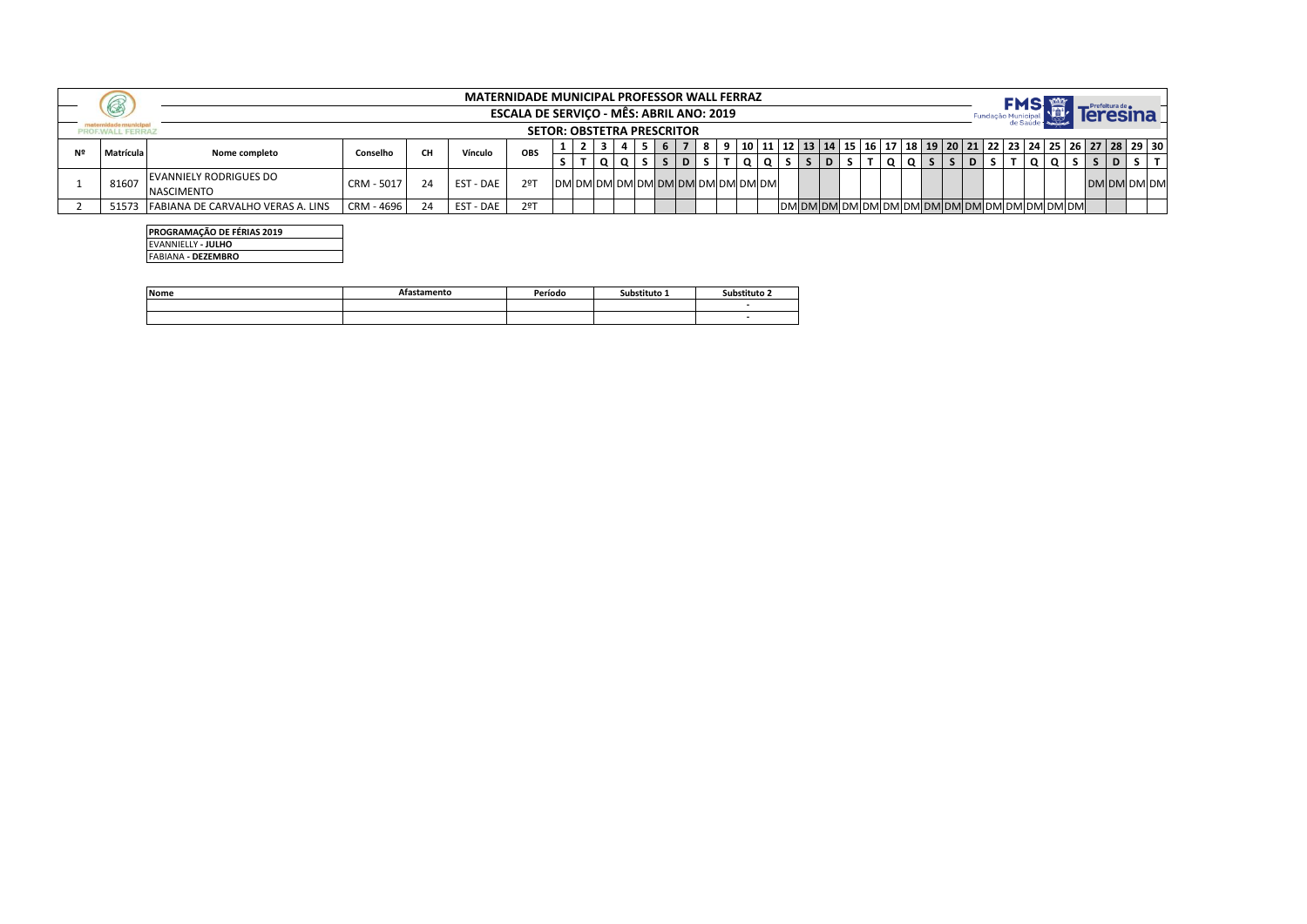# MATERNIDADE MUNICIPAL PROFESSOR WALL FERRAZ

## ESCALA DE SERVIÇO - MÊS: ABRIL ANO: 2019

### SETOR: OBSTETRA PRESCRITOR

| Nº | Matrícula | Nome completo | Conselho | CH | Vínculo | OBS | 1 | 2 | 3 | 4 | 5 | 6 | 7 | 8 | 9 | 10 | 11 | 12 | 13 | 14 | 15 | 16 | 17 | 18 | 19 | 20 | 21 | 22 | 23 | 24 | 25 | 26 | 27 | 28 | 29 | 30 |
|---|---|---|---|---|---|---|---|---|---|---|---|---|---|---|---|---|---|---|---|---|---|---|---|---|---|---|---|---|---|---|---|---|---|---|---|---|
| | | | | | | | S | T | Q | Q | S | S | D | S | T | Q | Q | S | S | D | S | T | Q | Q | S | S | D | S | T | Q | Q | S | S | D | S | T |
| 1 | 81607 | EVANNIELY RODRIGUES DO NASCIMENTO | CRM - 5017 | 24 | EST - DAE | 2ºT | DM | DM | DM | DM | DM | DM | DM | DM | DM | DM | DM | | | | | | | | | | | | | | | | DM | DM | DM | DM |
| 2 | 51573 | FABIANA DE CARVALHO VERAS A. LINS | CRM - 4696 | 24 | EST - DAE | 2ºT | | | | | | | | | | | | DM | DM | DM | DM | DM | DM | DM | DM | DM | DM | DM | DM | DM | DM | DM | | | | |

| PROGRAMAÇÃO DE FÉRIAS 2019 |
|---|
| EVANNIELLY - **JULHO** |
| FABIANA - **DEZEMBRO** |

| Nome | Afastamento | Período | Substituto 1 | Substituto 2 |
|---|---|---|---|---|
| | | | | - |
| | | | | - |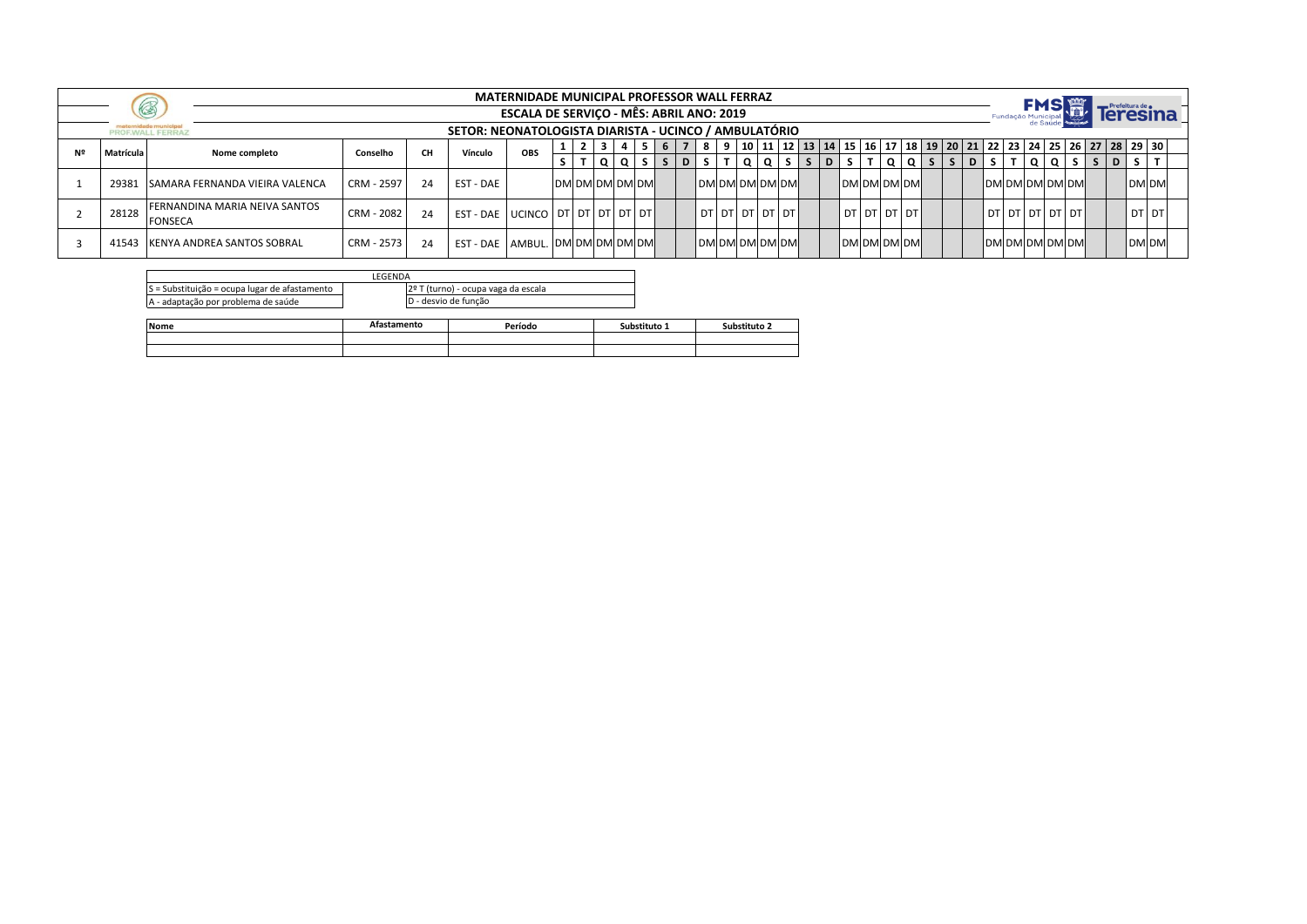# MATERNIDADE MUNICIPAL PROFESSOR WALL FERRAZ

## ESCALA DE SERVIÇO - MÊS: ABRIL ANO: 2019

## SETOR: NEONATOLOGISTA DIARISTA - UCINCO / AMBULATÓRIO

| Nº | Matrícula | Nome completo | Conselho | CH | Vínculo | OBS | 1 | 2 | 3 | 4 | 5 | 6 | 7 | 8 | 9 | 10 | 11 | 12 | 13 | 14 | 15 | 16 | 17 | 18 | 19 | 20 | 21 | 22 | 23 | 24 | 25 | 26 | 27 | 28 | 29 | 30 |
|---|---|---|---|---|---|---|---|---|---|---|---|---|---|---|---|---|---|---|---|---|---|---|---|---|---|---|---|---|---|---|---|---|---|---|---|---|
| | | | | | | | S | T | Q | Q | S | S | D | S | T | Q | Q | S | S | D | S | T | Q | Q | S | S | D | S | T | Q | Q | S | S | D | S | T |
| 1 | 29381 | SAMARA FERNANDA VIEIRA VALENCA | CRM - 2597 | 24 | EST - DAE | | DM | DM | DM | DM | DM | | | DM | DM | DM | DM | DM | | | DM | DM | DM | DM | | | | DM | DM | DM | DM | DM | | | DM | DM |
| 2 | 28128 | FERNANDINA MARIA NEIVA SANTOS FONSECA | CRM - 2082 | 24 | EST - DAE | UCINCO | DT | DT | DT | DT | DT | | | DT | DT | DT | DT | DT | | | DT | DT | DT | DT | | | | DT | DT | DT | DT | DT | | | DT | DT |
| 3 | 41543 | KENYA ANDREA SANTOS SOBRAL | CRM - 2573 | 24 | EST - DAE | AMBUL. | DM | DM | DM | DM | DM | | | DM | DM | DM | DM | DM | | | DM | DM | DM | DM | | | | DM | DM | DM | DM | DM | | | DM | DM |

| LEGENDA | |
|---|---|
| S = Substituição = ocupa lugar de afastamento | 2º T (turno) - ocupa vaga da escala |
| A - adaptação por problema de saúde | D - desvio de função |

| Nome | Afastamento | Período | Substituto 1 | Substituto 2 |
|---|---|---|---|---|
| | | | | |
| | | | | |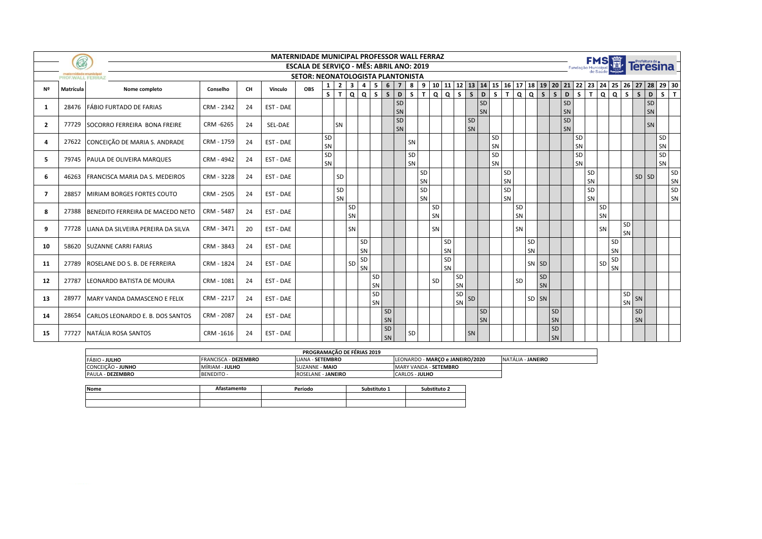# MATERNIDADE MUNICIPAL PROFESSOR WALL FERRAZ

## ESCALA DE SERVIÇO - MÊS: ABRIL ANO: 2019

### SETOR: NEONATOLOGISTA PLANTONISTA

| Nº | Matrícula | Nome completo | Conselho | CH | Vínculo | OBS | 1 | 2 | 3 | 4 | 5 | 6 | 7 | 8 | 9 | 10 | 11 | 12 | 13 | 14 | 15 | 16 | 17 | 18 | 19 | 20 | 21 | 22 | 23 | 24 | 25 | 26 | 27 | 28 | 29 | 30 |
|---|---|---|---|---|---|---|---|---|---|---|---|---|---|---|---|---|---|---|---|---|---|---|---|---|---|---|---|---|---|---|---|---|---|---|---|---|
| | | | | | | | S | T | Q | Q | S | S | D | S | T | Q | Q | S | S | D | S | T | Q | Q | S | S | D | S | T | Q | Q | S | S | D | S | T |
| 1 | 28476 | FÁBIO FURTADO DE FARIAS | CRM - 2342 | 24 | EST - DAE | | | | | | | | SD SN | | | | | | | SD SN | | | | | | | SD SN | | | | | | | SD SN | | |
| 2 | 77729 | SOCORRO FERREIRA BONA FREIRE | CRM -6265 | 24 | SEL-DAE | | | SN | | | | | SD SN | | | | | | SD SN | | | | | | | | SD SN | | | | | | | SN | | |
| 4 | 27622 | CONCEIÇÃO DE MARIA S. ANDRADE | CRM - 1759 | 24 | EST - DAE | | SD SN | | | | | | | SN | | | | | | | SD SN | | | | | | | SD SN | | | | | | | SD SN | |
| 5 | 79745 | PAULA DE OLIVEIRA MARQUES | CRM - 4942 | 24 | EST - DAE | | SD SN | | | | | | | SD SN | | | | | | | SD SN | | | | | | | SD SN | | | | | | | SD SN | |
| 6 | 46263 | FRANCISCA MARIA DA S. MEDEIROS | CRM - 3228 | 24 | EST - DAE | | | SD | | | | | | | SD SN | | | | | | | SD SN | | | | | | | SD SN | | | | SD | SD | | SD SN |
| 7 | 28857 | MIRIAM BORGES FORTES COUTO | CRM - 2505 | 24 | EST - DAE | | | SD SN | | | | | | | SD SN | | | | | | | SD SN | | | | | | | SD SN | | | | | | | SD SN |
| 8 | 27388 | BENEDITO FERREIRA DE MACEDO NETO | CRM - 5487 | 24 | EST - DAE | | | | SD SN | | | | | | | SD SN | | | | | | | SD SN | | | | | | | SD SN | | | | | | |
| 9 | 77728 | LIANA DA SILVEIRA PEREIRA DA SILVA | CRM - 3471 | 20 | EST - DAE | | | | SN | | | | | | | SN | | | | | | | SN | | | | | | | SN | | SD SN | | | | |
| 10 | 58620 | SUZANNE CARRI FARIAS | CRM - 3843 | 24 | EST - DAE | | | | | SD SN | | | | | | | SD SN | | | | | | | SD SN | | | | | | | SD SN | | | | | |
| 11 | 27789 | ROSELANE DO S. B. DE FERREIRA | CRM - 1824 | 24 | EST - DAE | | | | SD | SD SN | | | | | | | SD SN | | | | | | | SN | SD | | | | | SD | SD SN | | | | | |
| 12 | 27787 | LEONARDO BATISTA DE MOURA | CRM - 1081 | 24 | EST - DAE | | | | | | SD SN | | | | | SD | | SD SN | | | | | SD | | SD SN | | | | | | | | | | | |
| 13 | 28977 | MARY VANDA DAMASCENO E FELIX | CRM - 2217 | 24 | EST - DAE | | | | | | SD SN | | | | | | | SD SN | SD | | | | | SD | SN | | | | | | | SD SN | SN | | | |
| 14 | 28654 | CARLOS LEONARDO E. B. DOS SANTOS | CRM - 2087 | 24 | EST - DAE | | | | | | | SD SN | | | | | | | | SD SN | | | | | | SD SN | | | | | | | SD SN | | | |
| 15 | 77727 | NATÁLIA ROSA SANTOS | CRM -1616 | 24 | EST - DAE | | | | | | | SD SN | | SD | | | | | SN | | | | | | | SD SN | | | | | | | | | | |

| PROGRAMAÇÃO DE FÉRIAS 2019 | | | | |
|---|---|---|---|---|
| FÁBIO - **JULHO** | FRANCISCA - **DEZEMBRO** | LIANA - **SETEMBRO** | LEONARDO - **MARÇO e JANEIRO/2020** | NATÁLIA - **JANEIRO** |
| CONCEIÇÃO - **JUNHO** | MÍRIAM - **JULHO** | SUZANNE - **MAIO** | MARY VANDA - **SETEMBRO** | |
| PAULA - **DEZEMBRO** | BENEDITO - | ROSELANE - **JANEIRO** | CARLOS - **JULHO** | |

| Nome | Afastamento | Período | Substituto 1 | Substituto 2 |
|---|---|---|---|---|
| | | | | |
| | | | | |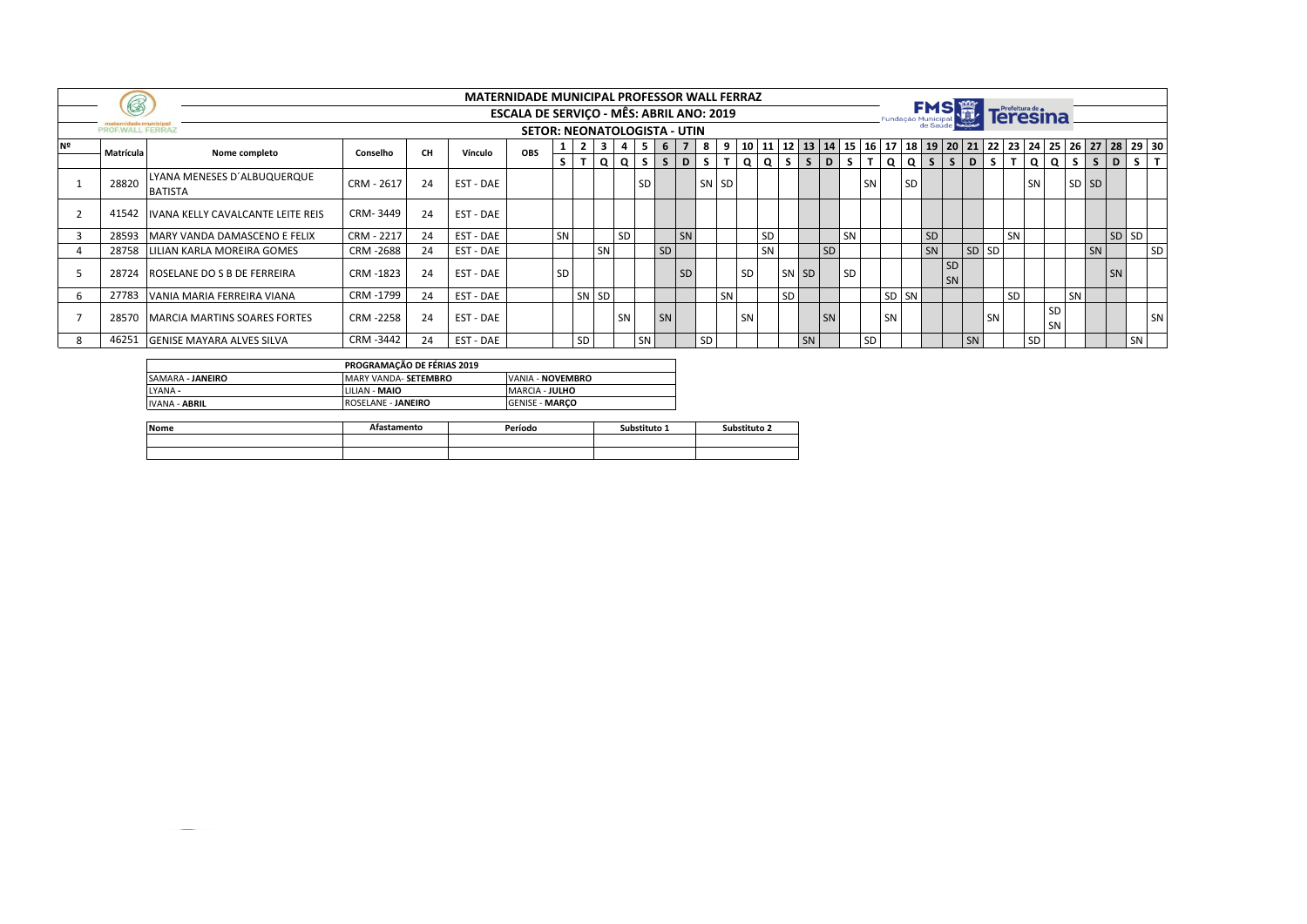# MATERNIDADE MUNICIPAL PROFESSOR WALL FERRAZ

## ESCALA DE SERVIÇO - MÊS: ABRIL ANO: 2019

### SETOR: NEONATOLOGISTA - UTIN

| Nº | Matrícula | Nome completo | Conselho | CH | Vínculo | OBS | 1 | 2 | 3 | 4 | 5 | 6 | 7 | 8 | 9 | 10 | 11 | 12 | 13 | 14 | 15 | 16 | 17 | 18 | 19 | 20 | 21 | 22 | 23 | 24 | 25 | 26 | 27 | 28 | 29 | 30 |
|---|---|---|---|---|---|---|---|---|---|---|---|---|---|---|---|---|---|---|---|---|---|---|---|---|---|---|---|---|---|---|---|---|---|---|---|---|
| | | | | | | | S | T | Q | Q | S | S | D | S | T | Q | Q | S | S | D | S | T | Q | Q | S | S | D | S | T | Q | Q | S | S | D | S | T |
| 1 | 28820 | LYANA MENESES D´ALBUQUERQUE BATISTA | CRM - 2617 | 24 | EST - DAE | | | | | | SD | | | SN | SD | | | | | | | SN | | SD | | | | | | SN | | SD | SD | | | |
| 2 | 41542 | IVANA KELLY CAVALCANTE LEITE REIS | CRM- 3449 | 24 | EST - DAE | | | | | | | | | | | | | | | | | | | | | | | | | | | | | | | |
| 3 | 28593 | MARY VANDA DAMASCENO E FELIX | CRM - 2217 | 24 | EST - DAE | | SN | | | SD | | | SN | | | | SD | | | | SN | | | | SD | | | | SN | | | | | SD | SD | |
| 4 | 28758 | LILIAN KARLA MOREIRA GOMES | CRM -2688 | 24 | EST - DAE | | | | SN | | | SD | | | | | SN | | | SD | | | | | SN | | SD | SD | | | | | SN | | | SD |
| 5 | 28724 | ROSELANE DO S B DE FERREIRA | CRM -1823 | 24 | EST - DAE | | SD | | | | | | SD | | | SD | | SN | SD | | SD | | | | | SD SN | | | | | | | | SN | | |
| 6 | 27783 | VANIA MARIA FERREIRA VIANA | CRM -1799 | 24 | EST - DAE | | | | SN | SD | | | | | SN | | | SD | | | | | SD | SN | | | | | SD | | | SN | | | | |
| 7 | 28570 | MARCIA MARTINS SOARES FORTES | CRM -2258 | 24 | EST - DAE | | | | | SN | | SN | | | | SN | | | | SN | | | SN | | | | | SN | | | SD SN | | | | | SN |
| 8 | 46251 | GENISE MAYARA ALVES SILVA | CRM -3442 | 24 | EST - DAE | | | SD | | | SN | | | SD | | | | | SN | | | SD | | | | | SN | | | SD | | | | | SN | |

| PROGRAMAÇÃO DE FÉRIAS 2019 | | |
|---|---|---|
| SAMARA - **JANEIRO** | MARY VANDA- **SETEMBRO** | VANIA - **NOVEMBRO** |
| LYANA - | LILIAN - **MAIO** | MARCIA - **JULHO** |
| IVANA - **ABRIL** | ROSELANE - **JANEIRO** | GENISE - **MARÇO** |

| Nome | Afastamento | Período | Substituto 1 | Substituto 2 |
|---|---|---|---|---|
| | | | | |
| | | | | |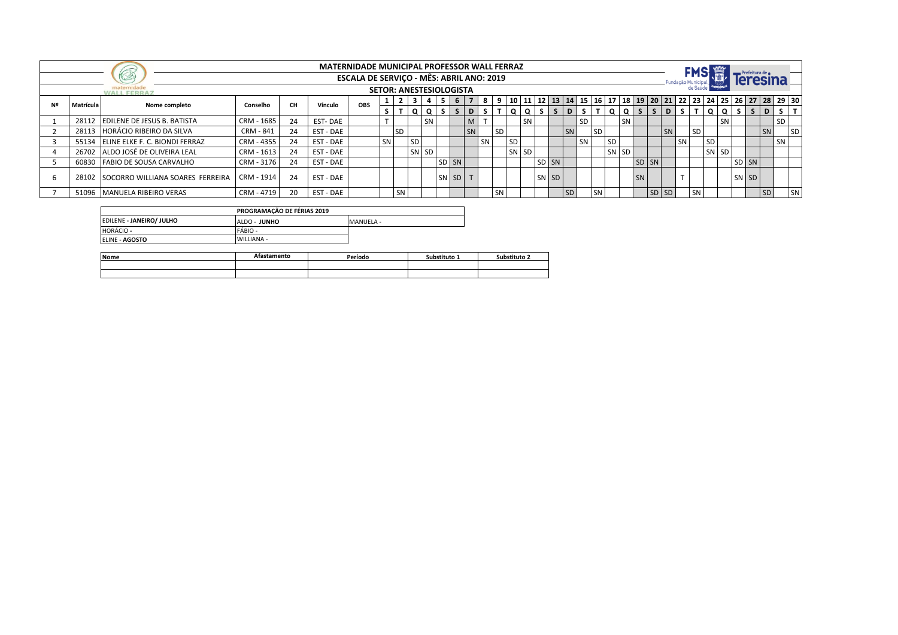# MATERNIDADE MUNICIPAL PROFESSOR WALL FERRAZ

## ESCALA DE SERVIÇO - MÊS: ABRIL ANO: 2019

### SETOR: ANESTESIOLOGISTA

| Nº | Matrícula | Nome completo | Conselho | CH | Vínculo | OBS | 1 | 2 | 3 | 4 | 5 | 6 | 7 | 8 | 9 | 10 | 11 | 12 | 13 | 14 | 15 | 16 | 17 | 18 | 19 | 20 | 21 | 22 | 23 | 24 | 25 | 26 | 27 | 28 | 29 | 30 |
|---|---|---|---|---|---|---|---|---|---|---|---|---|---|---|---|---|---|---|---|---|---|---|---|---|---|---|---|---|---|---|---|---|---|---|---|---|
| | | | | | | | S | T | Q | Q | S | S | D | S | T | Q | Q | S | S | D | S | T | Q | Q | S | S | D | S | T | Q | Q | S | S | D | S | T |
| 1 | 28112 | EDILENE DE JESUS B. BATISTA | CRM - 1685 | 24 | EST- DAE | | T | | | SN | | | M | T | | | SN | | | | SD | | | SN | | | | | | | SN | | | | SD | |
| 2 | 28113 | HORÁCIO RIBEIRO DA SILVA | CRM - 841 | 24 | EST - DAE | | | SD | | | | | SN | | SD | | | | | SN | | SD | | | | | SN | | SD | | | | | SN | | SD |
| 3 | 55134 | ELINE ELKE F. C. BIONDI FERRAZ | CRM - 4355 | 24 | EST - DAE | | SN | | SD | | | | | SN | | SD | | | | | SN | | SD | | | | | SN | | SD | | | | | SN | |
| 4 | 26702 | ALDO JOSÉ DE OLIVEIRA LEAL | CRM - 1613 | 24 | EST - DAE | | | | SN | SD | | | | | | SN | SD | | | | | | SN | SD | | | | | | SN | SD | | | | | |
| 5 | 60830 | FABIO DE SOUSA CARVALHO | CRM - 3176 | 24 | EST - DAE | | | | | | SD | SN | | | | | | SD | SN | | | | | | SD | SN | | | | | | SD | SN | | | |
| 6 | 28102 | SOCORRO WILLIANA SOARES FERREIRA | CRM - 1914 | 24 | EST - DAE | | | | | | SN | SD | T | | | | | SN | SD | | | | | | SN | | | T | | | | SN | SD | | | |
| 7 | 51096 | MANUELA RIBEIRO VERAS | CRM - 4719 | 20 | EST - DAE | | | SN | | | | | | | SN | | | | | SD | | SN | | | | SD | SD | | SN | | | | | SD | | SN |

| PROGRAMAÇÃO DE FÉRIAS 2019 | | |
|---|---|---|
| EDILENE - **JANEIRO/ JULHO** | ALDO - **JUNHO** | MANUELA - |
| HORÁCIO - | FÁBIO - | |
| ELINE - **AGOSTO** | WILLIANA - | |

| Nome | Afastamento | Período | Substituto 1 | Substituto 2 |
|---|---|---|---|---|
| | | | | |
| | | | | |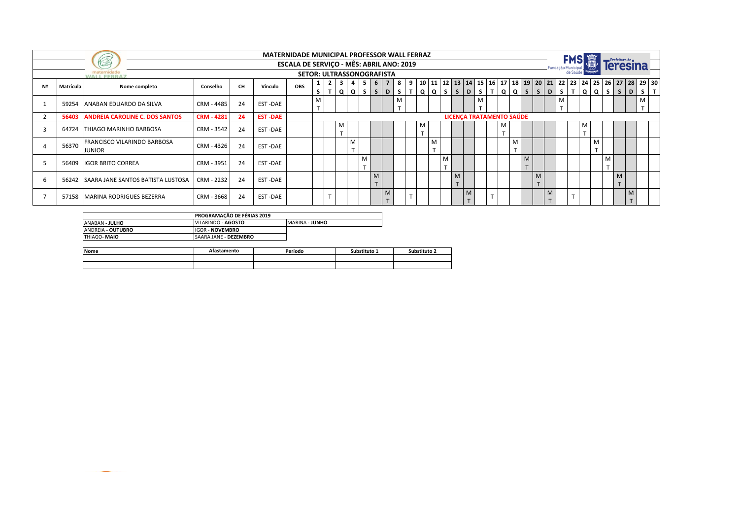# MATERNIDADE MUNICIPAL PROFESSOR WALL FERRAZ

## ESCALA DE SERVIÇO - MÊS: ABRIL ANO: 2019

### SETOR: ULTRASSONOGRAFISTA

| Nº | Matrícula | Nome completo | Conselho | CH | Vínculo | OBS | 1 | 2 | 3 | 4 | 5 | 6 | 7 | 8 | 9 | 10 | 11 | 12 | 13 | 14 | 15 | 16 | 17 | 18 | 19 | 20 | 21 | 22 | 23 | 24 | 25 | 26 | 27 | 28 | 29 | 30 |
|---|---|---|---|---|---|---|---|---|---|---|---|---|---|---|---|---|---|---|---|---|---|---|---|---|---|---|---|---|---|---|---|---|---|---|---|---|
| | | | | | | | S | T | Q | Q | S | S | D | S | T | Q | Q | S | S | D | S | T | Q | Q | S | S | D | S | T | Q | Q | S | S | D | S | T |
| 1 | 59254 | ANABAN EDUARDO DA SILVA | CRM - 4485 | 24 | EST -DAE | | MT | | | | | | | MT | | | | | | | MT | | | | | | | MT | | | | | | | MT | |
| 2 | 56403 | **ANDREIA CAROLINE C. DOS SANTOS** | **CRM - 4281** | **24** | **EST -DAE** | | **LICENÇA TRATAMENTO SAÚDE** | | | | | | | | | | | | | | | | | | | | | | | | | | | | | |
| 3 | 64724 | THIAGO MARINHO BARBOSA | CRM - 3542 | 24 | EST -DAE | | | | MT | | | | | | | MT | | | | | | | MT | | | | | | | MT | | | | | | |
| 4 | 56370 | FRANCISCO VILARINDO BARBOSA JUNIOR | CRM - 4326 | 24 | EST -DAE | | | | | MT | | | | | | | MT | | | | | | | MT | | | | | | | MT | | | | | |
| 5 | 56409 | IGOR BRITO CORREA | CRM - 3951 | 24 | EST -DAE | | | | | | MT | | | | | | | MT | | | | | | | MT | | | | | | | MT | | | | |
| 6 | 56242 | SAARA JANE SANTOS BATISTA LUSTOSA | CRM - 2232 | 24 | EST -DAE | | | | | | | MT | | | | | | | MT | | | | | | | MT | | | | | | | MT | | | |
| 7 | 57158 | MARINA RODRIGUES BEZERRA | CRM - 3668 | 24 | EST -DAE | | | T | | | | | MT | | T | | | | | MT | | T | | | | | MT | | T | | | | | MT | | |

| PROGRAMAÇÃO DE FÉRIAS 2019 | | |
|---|---|---|
| ANABAN - **JULHO** | VILARINDO - **AGOSTO** | MARINA - **JUNHO** |
| ANDREIA - **OUTUBRO** | IGOR - **NOVEMBRO** | |
| THIAGO- **MAIO** | SAARA JANE - **DEZEMBRO** | |

| Nome | Afastamento | Período | Substituto 1 | Substituto 2 |
|---|---|---|---|---|
| | | | | |
| | | | | |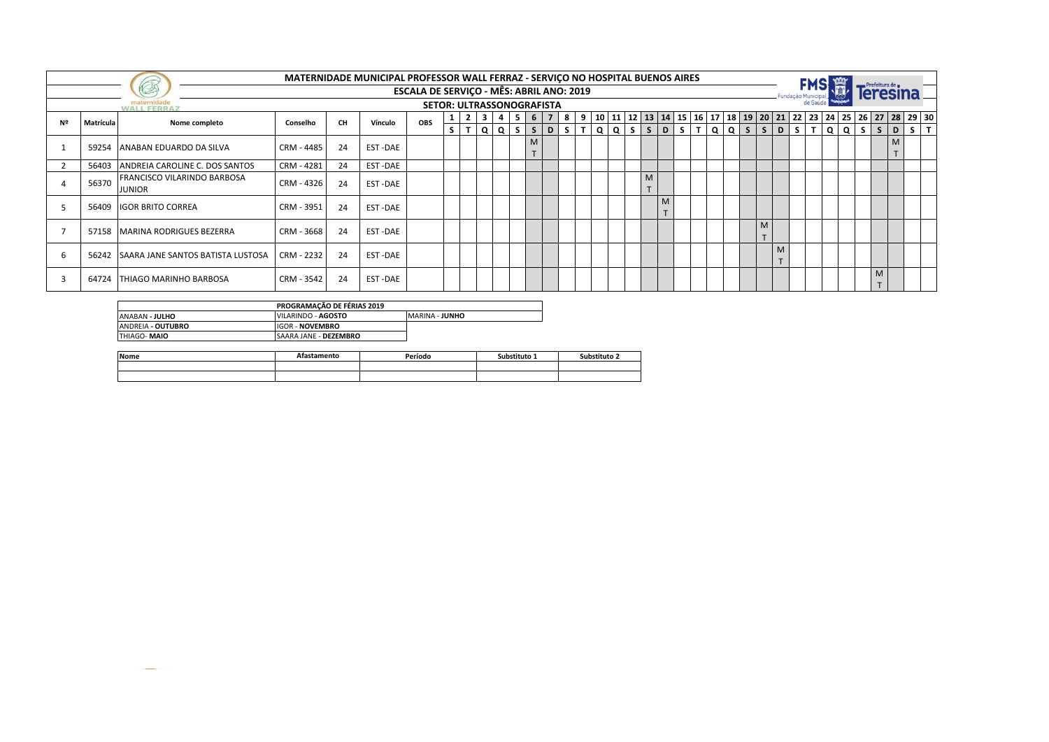# MATERNIDADE MUNICIPAL PROFESSOR WALL FERRAZ - SERVIÇO NO HOSPITAL BUENOS AIRES

## ESCALA DE SERVIÇO - MÊS: ABRIL ANO: 2019

### SETOR: ULTRASSONOGRAFISTA

| Nº | Matrícula | Nome completo | Conselho | CH | Vínculo | OBS | 1 | 2 | 3 | 4 | 5 | 6 | 7 | 8 | 9 | 10 | 11 | 12 | 13 | 14 | 15 | 16 | 17 | 18 | 19 | 20 | 21 | 22 | 23 | 24 | 25 | 26 | 27 | 28 | 29 | 30 |
|---|---|---|---|---|---|---|---|---|---|---|---|---|---|---|---|---|---|---|---|---|---|---|---|---|---|---|---|---|---|---|---|---|---|---|---|---|
| | | | | | | | S | T | Q | Q | S | S | D | S | T | Q | Q | S | S | D | S | T | Q | Q | S | S | D | S | T | Q | Q | S | S | D | S | T |
| 1 | 59254 | ANABAN EDUARDO DA SILVA | CRM - 4485 | 24 | EST -DAE | | | | | | | MT | | | | | | | | | | | | | | | | | | | | | | MT | | |
| 2 | 56403 | ANDREIA CAROLINE C. DOS SANTOS | CRM - 4281 | 24 | EST -DAE | | | | | | | | | | | | | | | | | | | | | | | | | | | | | | | |
| 4 | 56370 | FRANCISCO VILARINDO BARBOSA JUNIOR | CRM - 4326 | 24 | EST -DAE | | | | | | | | | | | | | | MT | | | | | | | | | | | | | | | | | |
| 5 | 56409 | IGOR BRITO CORREA | CRM - 3951 | 24 | EST -DAE | | | | | | | | | | | | | | | MT | | | | | | | | | | | | | | | | |
| 7 | 57158 | MARINA RODRIGUES BEZERRA | CRM - 3668 | 24 | EST -DAE | | | | | | | | | | | | | | | | | | | | | MT | | | | | | | | | | |
| 6 | 56242 | SAARA JANE SANTOS BATISTA LUSTOSA | CRM - 2232 | 24 | EST -DAE | | | | | | | | | | | | | | | | | | | | | | MT | | | | | | | | | |
| 3 | 64724 | THIAGO MARINHO BARBOSA | CRM - 3542 | 24 | EST -DAE | | | | | | | | | | | | | | | | | | | | | | | | | | | | MT | | | |

| PROGRAMAÇÃO DE FÉRIAS 2019 | | |
|---|---|---|
| ANABAN - **JULHO** | VILARINDO - **AGOSTO** | MARINA - **JUNHO** |
| ANDREIA - **OUTUBRO** | IGOR - **NOVEMBRO** | |
| THIAGO- **MAIO** | SAARA JANE - **DEZEMBRO** | |

| Nome | Afastamento | Período | Substituto 1 | Substituto 2 |
|---|---|---|---|---|
| | | | | |
| | | | | |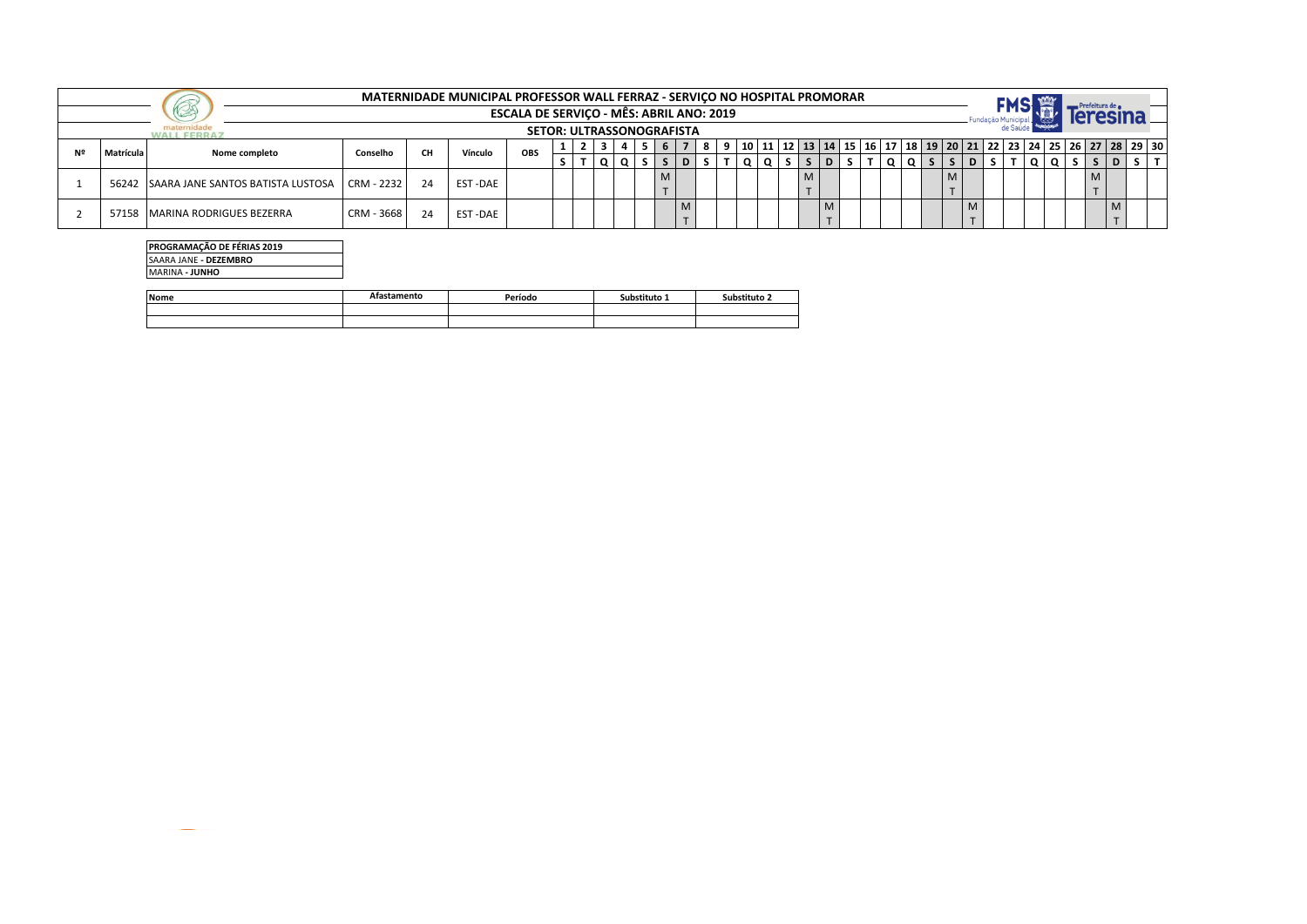# MATERNIDADE MUNICIPAL PROFESSOR WALL FERRAZ - SERVIÇO NO HOSPITAL PROMORAR

## ESCALA DE SERVIÇO - MÊS: ABRIL ANO: 2019

### SETOR: ULTRASSONOGRAFISTA

| Nº | Matrícula | Nome completo | Conselho | CH | Vínculo | OBS | 1 | 2 | 3 | 4 | 5 | 6 | 7 | 8 | 9 | 10 | 11 | 12 | 13 | 14 | 15 | 16 | 17 | 18 | 19 | 20 | 21 | 22 | 23 | 24 | 25 | 26 | 27 | 28 | 29 | 30 |
|---|---|---|---|---|---|---|---|---|---|---|---|---|---|---|---|---|---|---|---|---|---|---|---|---|---|---|---|---|---|---|---|---|---|---|---|---|
| | | | | | | | S | T | Q | Q | S | S | D | S | T | Q | Q | S | S | D | S | T | Q | Q | S | S | D | S | T | Q | Q | S | S | D | S | T |
| 1 | 56242 | SAARA JANE SANTOS BATISTA LUSTOSA | CRM - 2232 | 24 | EST -DAE | | | | | | | M T | | | | | | | M T | | | | | | | M T | | | | | | | M T | | | |
| 2 | 57158 | MARINA RODRIGUES BEZERRA | CRM - 3668 | 24 | EST -DAE | | | | | | | | M T | | | | | | | M T | | | | | | | M T | | | | | | | M T | | |

| PROGRAMAÇÃO DE FÉRIAS 2019 |
|---|
| SAARA JANE **- DEZEMBRO** |
| MARINA **- JUNHO** |

| Nome | Afastamento | Período | Substituto 1 | Substituto 2 |
|---|---|---|---|---|
| | | | | |
| | | | | |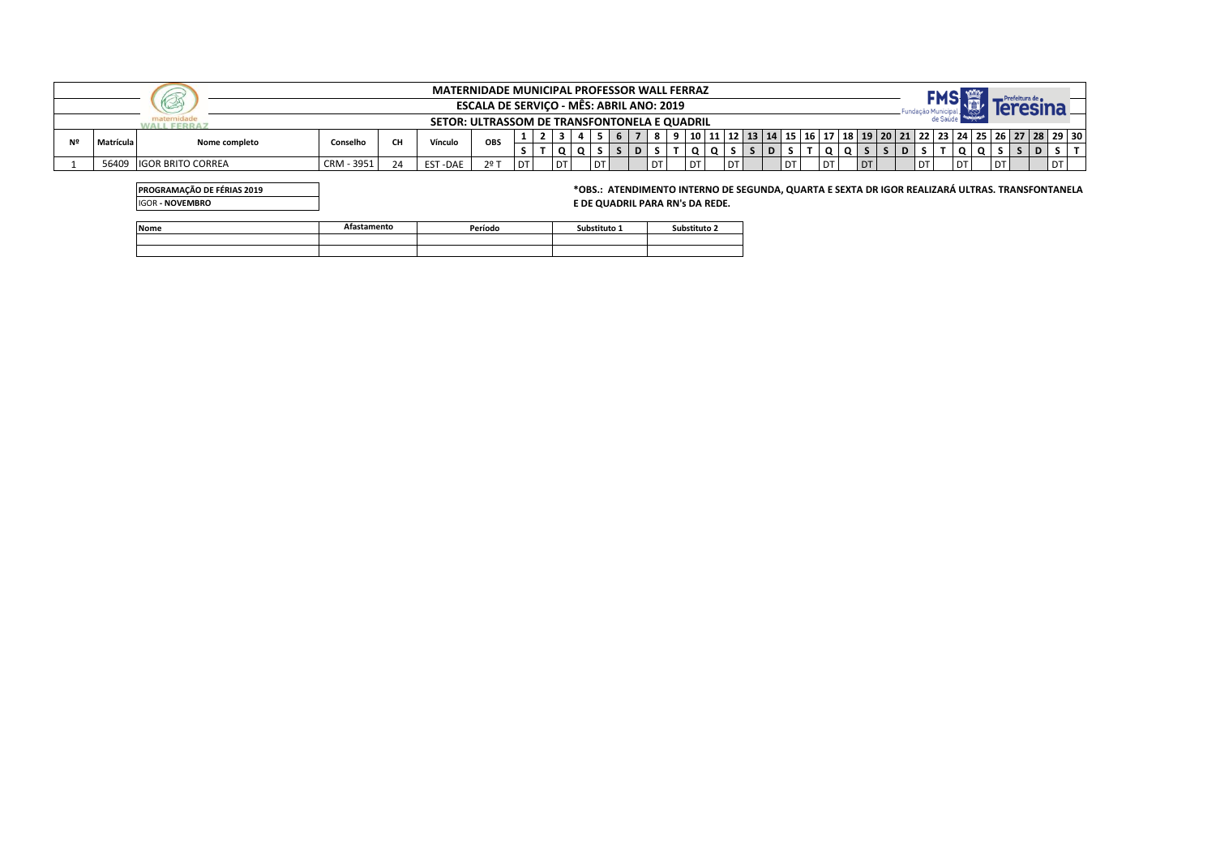# MATERNIDADE MUNICIPAL PROFESSOR WALL FERRAZ

## ESCALA DE SERVIÇO - MÊS: ABRIL ANO: 2019

## SETOR: ULTRASSOM DE TRANSFONTONELA E QUADRIL

| Nº | Matrícula | Nome completo | Conselho | CH | Vínculo | OBS | 1 | 2 | 3 | 4 | 5 | 6 | 7 | 8 | 9 | 10 | 11 | 12 | 13 | 14 | 15 | 16 | 17 | 18 | 19 | 20 | 21 | 22 | 23 | 24 | 25 | 26 | 27 | 28 | 29 | 30 |
|---|---|---|---|---|---|---|---|---|---|---|---|---|---|---|---|---|---|---|---|---|---|---|---|---|---|---|---|---|---|---|---|---|---|---|---|---|
| | | | | | | | S | T | Q | Q | S | S | D | S | T | Q | Q | S | S | D | S | T | Q | Q | S | S | D | S | T | Q | Q | S | S | D | S | T |
| 1 | 56409 | IGOR BRITO CORREA | CRM - 3951 | 24 | EST -DAE | 2º T | DT | | DT | | DT | | | DT | | DT | | DT | | | DT | | DT | | DT | | | DT | | DT | | DT | | | DT | |

| PROGRAMAÇÃO DE FÉRIAS 2019 |
|---|
| IGOR - **NOVEMBRO** |

**\*OBS.: ATENDIMENTO INTERNO DE SEGUNDA, QUARTA E SEXTA DR IGOR REALIZARÁ ULTRAS. TRANSFONTANELA E DE QUADRIL PARA RN's DA REDE.**

| Nome | Afastamento | Período | Substituto 1 | Substituto 2 |
|---|---|---|---|---|
| | | | | |
| | | | | |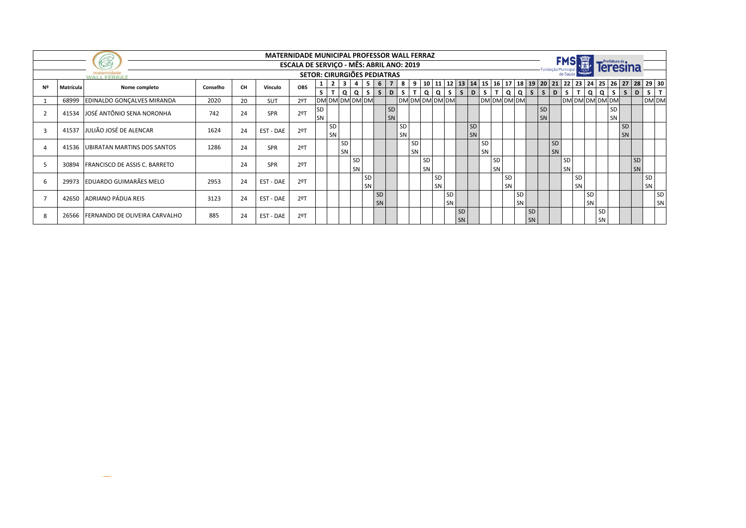# MATERNIDADE MUNICIPAL PROFESSOR WALL FERRAZ

## ESCALA DE SERVIÇO - MÊS: ABRIL ANO: 2019

### SETOR: CIRURGIÕES PEDIATRAS

| Nº | Matrícula | Nome completo | Conselho | CH | Vínculo | OBS | 1 | 2 | 3 | 4 | 5 | 6 | 7 | 8 | 9 | 10 | 11 | 12 | 13 | 14 | 15 | 16 | 17 | 18 | 19 | 20 | 21 | 22 | 23 | 24 | 25 | 26 | 27 | 28 | 29 | 30 |
|---|---|---|---|---|---|---|---|---|---|---|---|---|---|---|---|---|---|---|---|---|---|---|---|---|---|---|---|---|---|---|---|---|---|---|---|---|
| | | | | | | | S | T | Q | Q | S | S | D | S | T | Q | Q | S | S | D | S | T | Q | Q | S | S | D | S | T | Q | Q | S | S | D | S | T |
| 1 | 68999 | EDINALDO GONÇALVES MIRANDA | 2020 | 20 | SUT | 2ºT | DM | DM | DM | DM | DM | | | DM | DM | DM | DM | DM | | | DM | DM | DM | DM | | | | DM | DM | DM | DM | DM | | | DM | DM |
| 2 | 41534 | JOSÉ ANTÔNIO SENA NORONHA | 742 | 24 | SPR | 2ºT | SD SN | | | | | | SD SN | | | | | | | | | | | | | SD SN | | | | | | SD SN | | | | |
| 3 | 41537 | JULIÃO JOSÉ DE ALENCAR | 1624 | 24 | EST - DAE | 2ºT | | SD SN | | | | | | SD SN | | | | | | SD SN | | | | | | | | | | | | | SD SN | | | |
| 4 | 41536 | UBIRATAN MARTINS DOS SANTOS | 1286 | 24 | SPR | 2ºT | | | SD SN | | | | | | SD SN | | | | | | SD SN | | | | | | SD SN | | | | | | | | | |
| 5 | 30894 | FRANCISCO DE ASSIS C. BARRETO | | 24 | SPR | 2ºT | | | | SD SN | | | | | | SD SN | | | | | | SD SN | | | | | | SD SN | | | | | | SD SN | | |
| 6 | 29973 | EDUARDO GUIMARÃES MELO | 2953 | 24 | EST - DAE | 2ºT | | | | | SD SN | | | | | | SD SN | | | | | | SD SN | | | | | | SD SN | | | | | | SD SN | |
| 7 | 42650 | ADRIANO PÁDUA REIS | 3123 | 24 | EST - DAE | 2ºT | | | | | | SD SN | | | | | | SD SN | | | | | | SD SN | | | | | | SD SN | | | | | | SD SN |
| 8 | 26566 | FERNANDO DE OLIVEIRA CARVALHO | 885 | 24 | EST - DAE | 2ºT | | | | | | | | | | | | | SD SN | | | | | | SD SN | | | | | | SD SN | | | | | |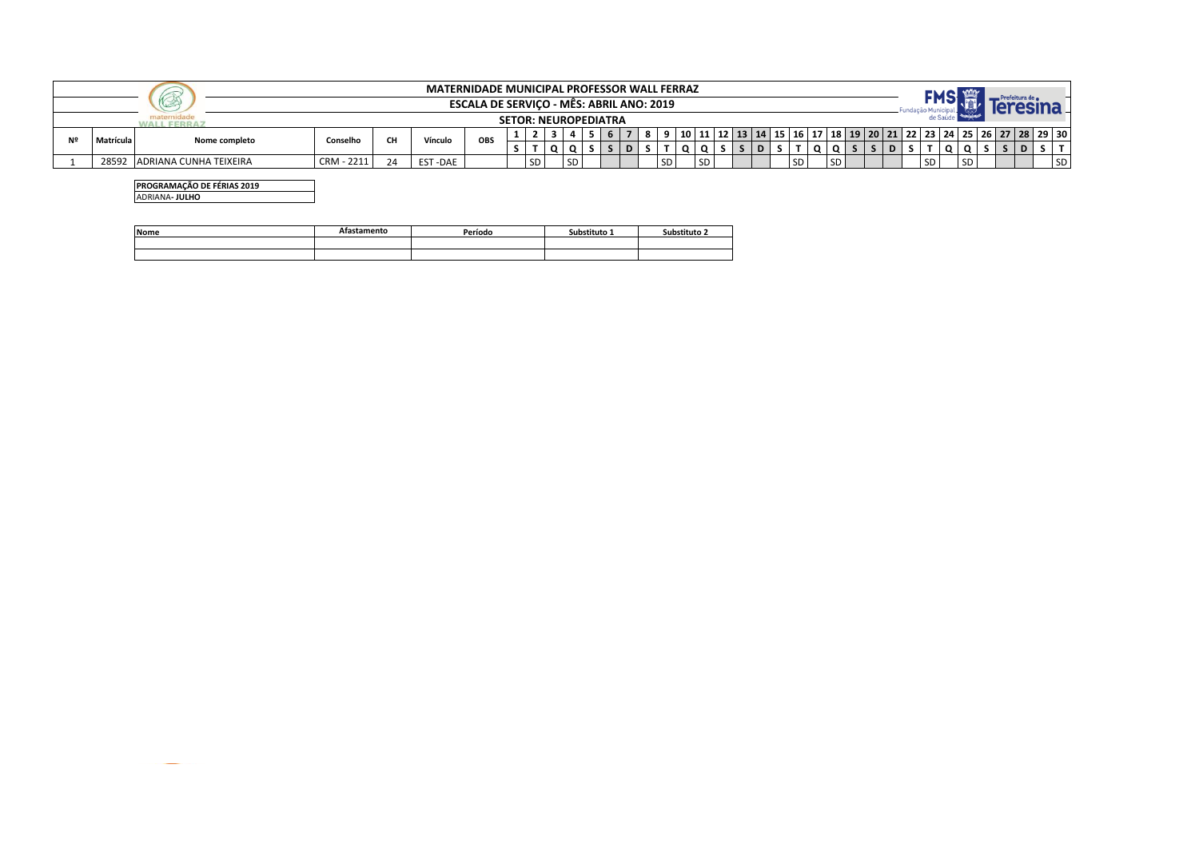# MATERNIDADE MUNICIPAL PROFESSOR WALL FERRAZ

## ESCALA DE SERVIÇO - MÊS: ABRIL ANO: 2019

### SETOR: NEUROPEDIATRA

| Nº | Matrícula | Nome completo | Conselho | CH | Vínculo | OBS | 1 | 2 | 3 | 4 | 5 | 6 | 7 | 8 | 9 | 10 | 11 | 12 | 13 | 14 | 15 | 16 | 17 | 18 | 19 | 20 | 21 | 22 | 23 | 24 | 25 | 26 | 27 | 28 | 29 | 30 |
|---|---|---|---|---|---|---|---|---|---|---|---|---|---|---|---|---|---|---|---|---|---|---|---|---|---|---|---|---|---|---|---|---|---|---|---|---|
| | | | | | | | S | T | Q | Q | S | S | D | S | T | Q | Q | S | S | D | S | T | Q | Q | S | S | D | S | T | Q | Q | S | S | D | S | T |
| 1 | 28592 | ADRIANA CUNHA TEIXEIRA | CRM - 2211 | 24 | EST -DAE | | | SD | | SD | | | | | SD | | SD | | | | | SD | | SD | | | | | SD | | SD | | | | | SD |

| PROGRAMAÇÃO DE FÉRIAS 2019 |
|---|
| ADRIANA- **JULHO** |

| Nome | Afastamento | Período | Substituto 1 | Substituto 2 |
|---|---|---|---|---|
| | | | | |
| | | | | |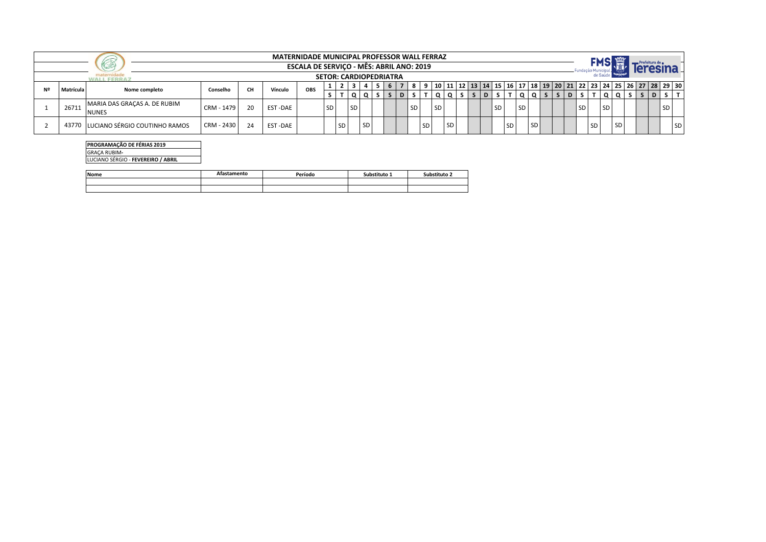# MATERNIDADE MUNICIPAL PROFESSOR WALL FERRAZ

## ESCALA DE SERVIÇO - MÊS: ABRIL ANO: 2019

### SETOR: CARDIOPEDRIATRA

| Nº | Matrícula | Nome completo | Conselho | CH | Vínculo | OBS | 1 | 2 | 3 | 4 | 5 | 6 | 7 | 8 | 9 | 10 | 11 | 12 | 13 | 14 | 15 | 16 | 17 | 18 | 19 | 20 | 21 | 22 | 23 | 24 | 25 | 26 | 27 | 28 | 29 | 30 |
|---|---|---|---|---|---|---|---|---|---|---|---|---|---|---|---|---|---|---|---|---|---|---|---|---|---|---|---|---|---|---|---|---|---|---|---|---|
| | | | | | | | S | T | Q | Q | S | S | D | S | T | Q | Q | S | S | D | S | T | Q | Q | S | S | D | S | T | Q | Q | S | S | D | S | T |
| 1 | 26711 | MARIA DAS GRAÇAS A. DE RUBIM NUNES | CRM - 1479 | 20 | EST -DAE | | SD | | SD | | | | | SD | | SD | | | | | SD | | SD | | | | | SD | | SD | | | | | SD | |
| 2 | 43770 | LUCIANO SÉRGIO COUTINHO RAMOS | CRM - 2430 | 24 | EST -DAE | | | SD | | SD | | | | | SD | | SD | | | | | SD | | SD | | | | | SD | | SD | | | | | SD |

| PROGRAMAÇÃO DE FÉRIAS 2019 |
|---|
| GRAÇA RUBIM- |
| LUCIANO SÉRGIO - **FEVEREIRO / ABRIL** |

| Nome | Afastamento | Período | Substituto 1 | Substituto 2 |
|---|---|---|---|---|
| | | | | |
| | | | | |